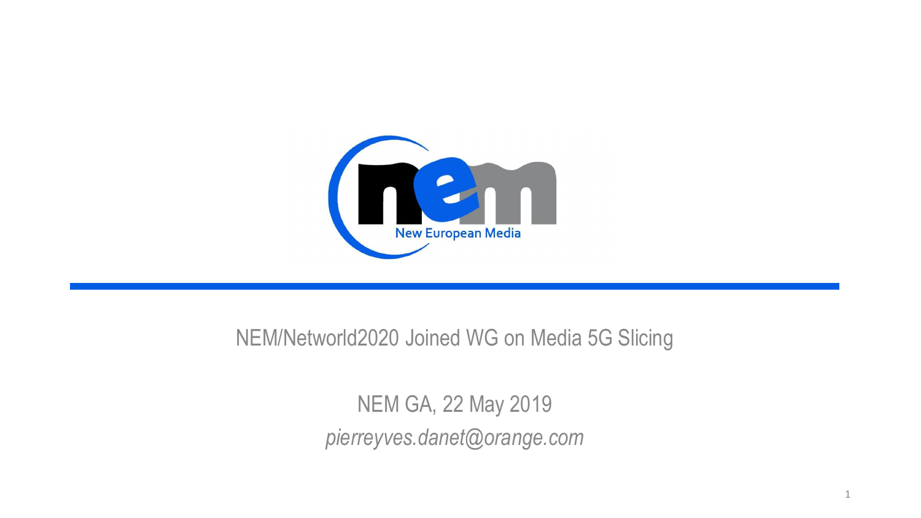New European Media

# NEM/Networld2020 Joined WG on Media 5G Slicing

NEM GA, 22 May 2019

*pierreyves.danet@orange.com*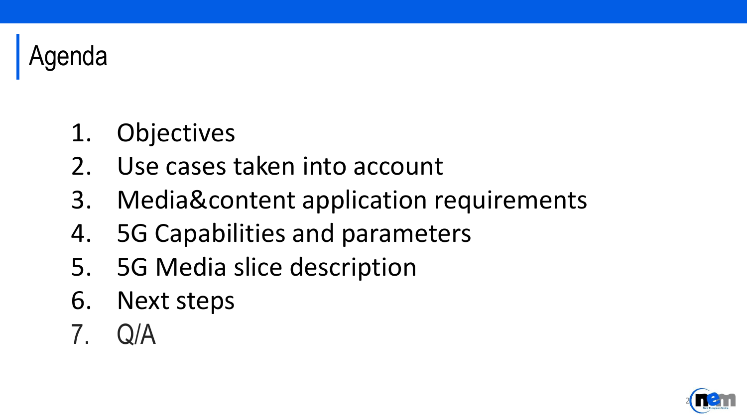# Agenda

1. Objectives
2. Use cases taken into account
3. Media&content application requirements
4. 5G Capabilities and parameters
5. 5G Media slice description
6. Next steps
7. Q/A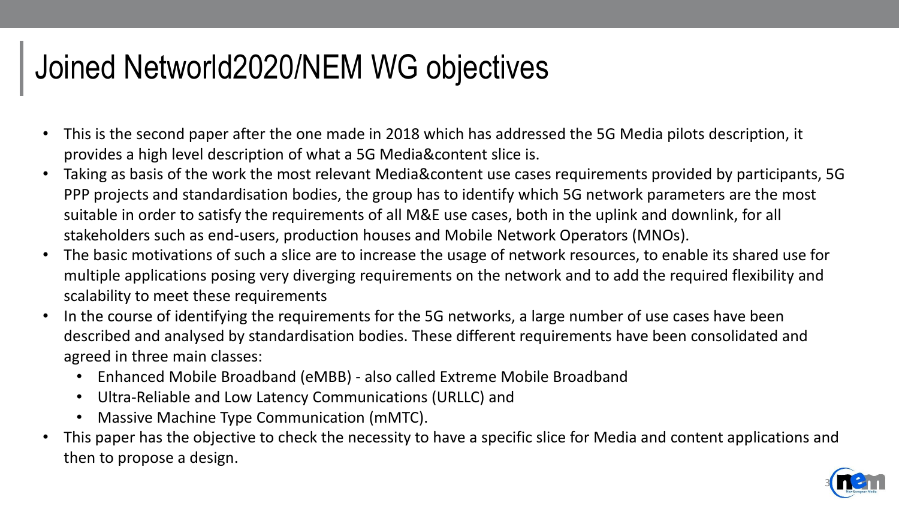# Joined Networld2020/NEM WG objectives

- This is the second paper after the one made in 2018 which has addressed the 5G Media pilots description, it provides a high level description of what a 5G Media&content slice is.
- Taking as basis of the work the most relevant Media&content use cases requirements provided by participants, 5G PPP projects and standardisation bodies, the group has to identify which 5G network parameters are the most suitable in order to satisfy the requirements of all M&E use cases, both in the uplink and downlink, for all stakeholders such as end-users, production houses and Mobile Network Operators (MNOs).
- The basic motivations of such a slice are to increase the usage of network resources, to enable its shared use for multiple applications posing very diverging requirements on the network and to add the required flexibility and scalability to meet these requirements
- In the course of identifying the requirements for the 5G networks, a large number of use cases have been described and analysed by standardisation bodies. These different requirements have been consolidated and agreed in three main classes:
  - Enhanced Mobile Broadband (eMBB) - also called Extreme Mobile Broadband
  - Ultra-Reliable and Low Latency Communications (URLLC) and
  - Massive Machine Type Communication (mMTC).
- This paper has the objective to check the necessity to have a specific slice for Media and content applications and then to propose a design.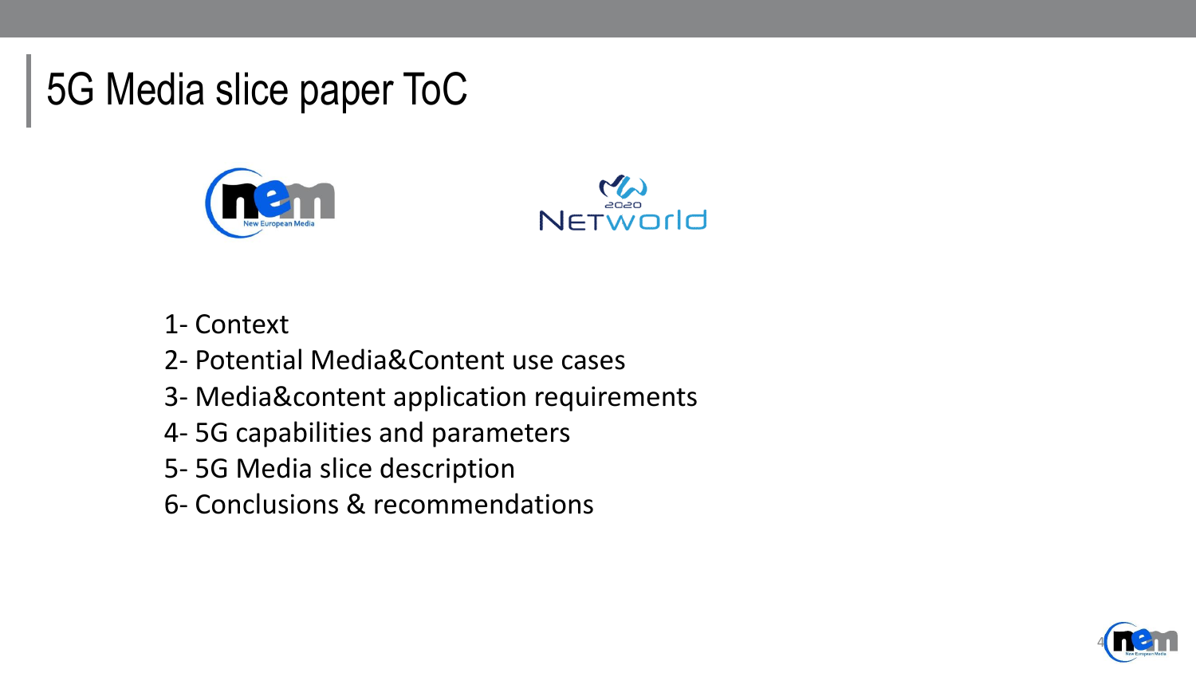# 5G Media slice paper ToC

1- Context
2- Potential Media&Content use cases
3- Media&content application requirements
4- 5G capabilities and parameters
5- 5G Media slice description
6- Conclusions & recommendations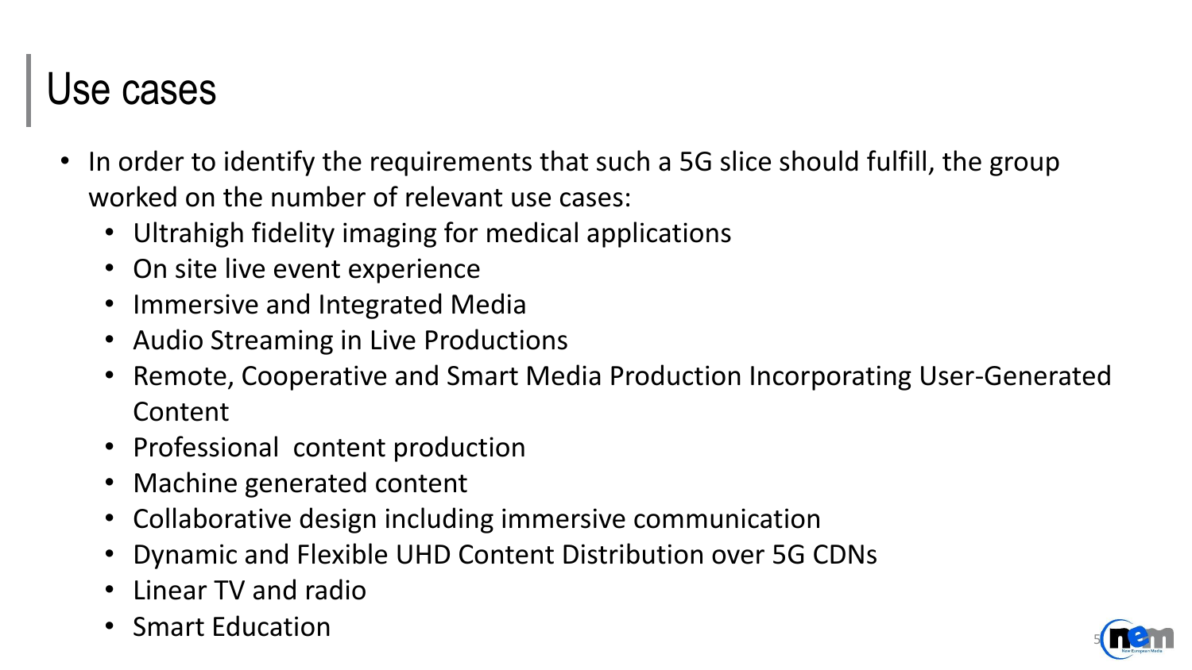# Use cases

- In order to identify the requirements that such a 5G slice should fulfill, the group worked on the number of relevant use cases:
  - Ultrahigh fidelity imaging for medical applications
  - On site live event experience
  - Immersive and Integrated Media
  - Audio Streaming in Live Productions
  - Remote, Cooperative and Smart Media Production Incorporating User-Generated Content
  - Professional content production
  - Machine generated content
  - Collaborative design including immersive communication
  - Dynamic and Flexible UHD Content Distribution over 5G CDNs
  - Linear TV and radio
  - Smart Education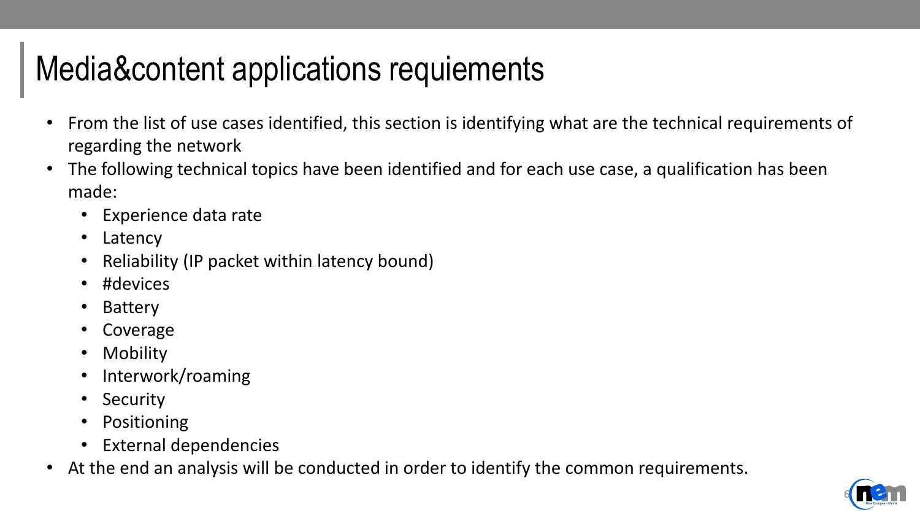# Media&content applications requiements

- From the list of use cases identified, this section is identifying what are the technical requirements of regarding the network
- The following technical topics have been identified and for each use case, a qualification has been made:
  - Experience data rate
  - Latency
  - Reliability (IP packet within latency bound)
  - #devices
  - Battery
  - Coverage
  - Mobility
  - Interwork/roaming
  - Security
  - Positioning
  - External dependencies
- At the end an analysis will be conducted in order to identify the common requirements.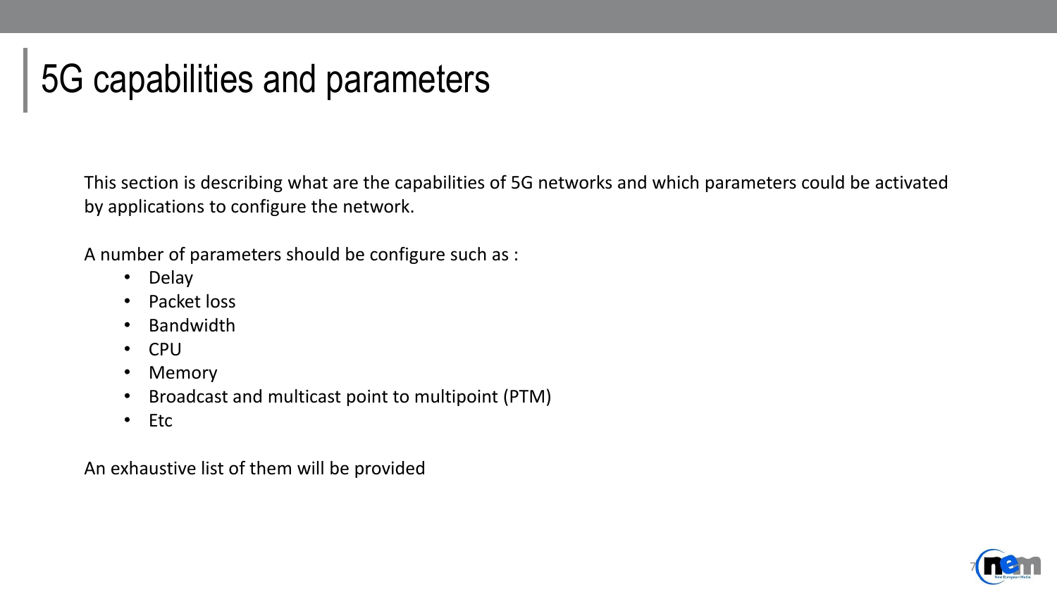# 5G capabilities and parameters

This section is describing what are the capabilities of 5G networks and which parameters could be activated by applications to configure the network.

A number of parameters should be configure such as :

- Delay
- Packet loss
- Bandwidth
- CPU
- Memory
- Broadcast and multicast point to multipoint (PTM)
- Etc

An exhaustive list of them will be provided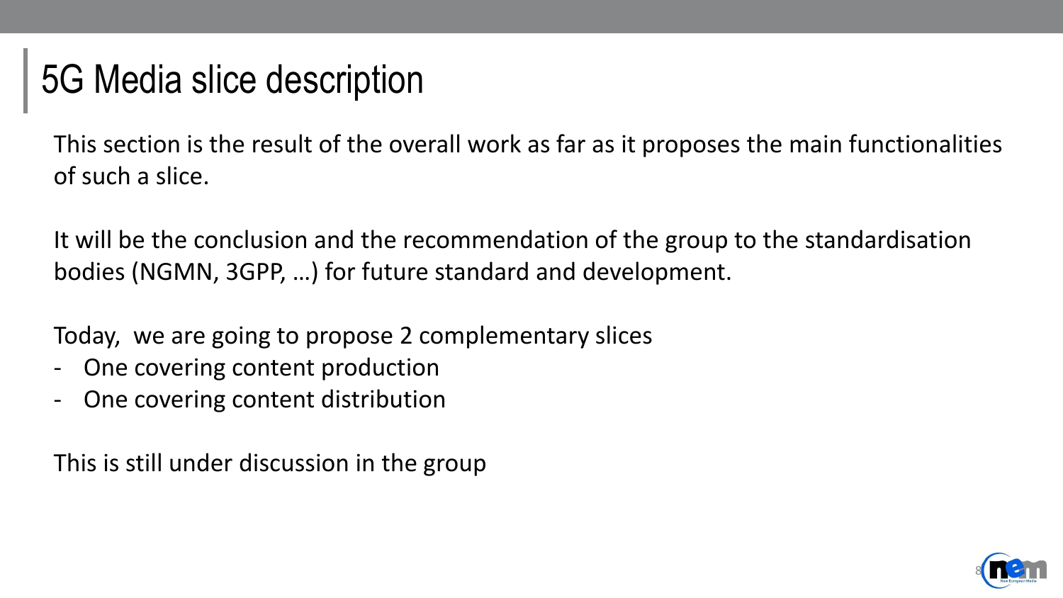# 5G Media slice description

This section is the result of the overall work as far as it proposes the main functionalities of such a slice.

It will be the conclusion and the recommendation of the group to the standardisation bodies (NGMN, 3GPP, …) for future standard and development.

Today, we are going to propose 2 complementary slices

- One covering content production
- One covering content distribution

This is still under discussion in the group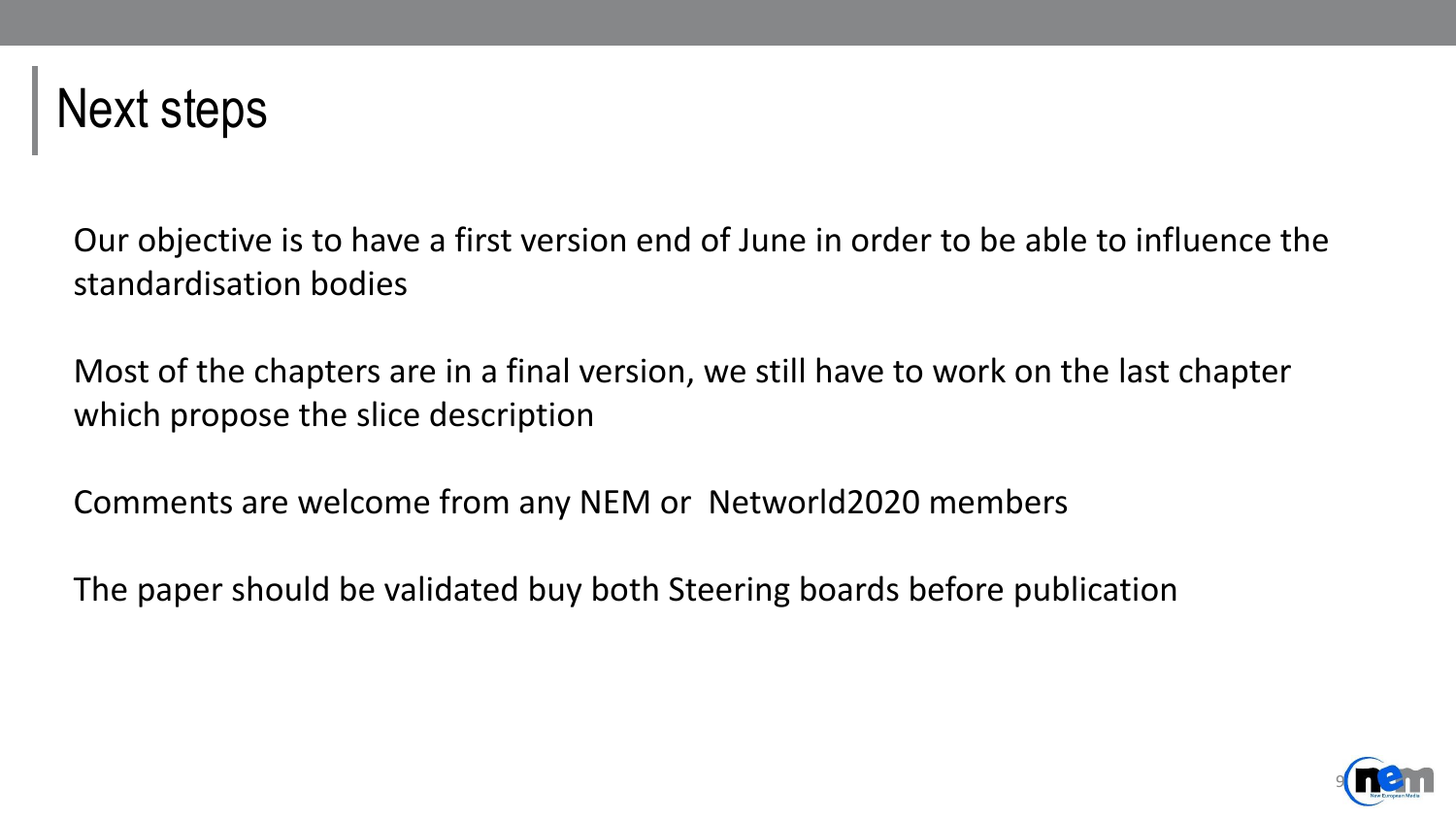# Next steps

Our objective is to have a first version end of June in order to be able to influence the standardisation bodies

Most of the chapters are in a final version, we still have to work on the last chapter which propose the slice description

Comments are welcome from any NEM or  Networld2020 members

The paper should be validated buy both Steering boards before publication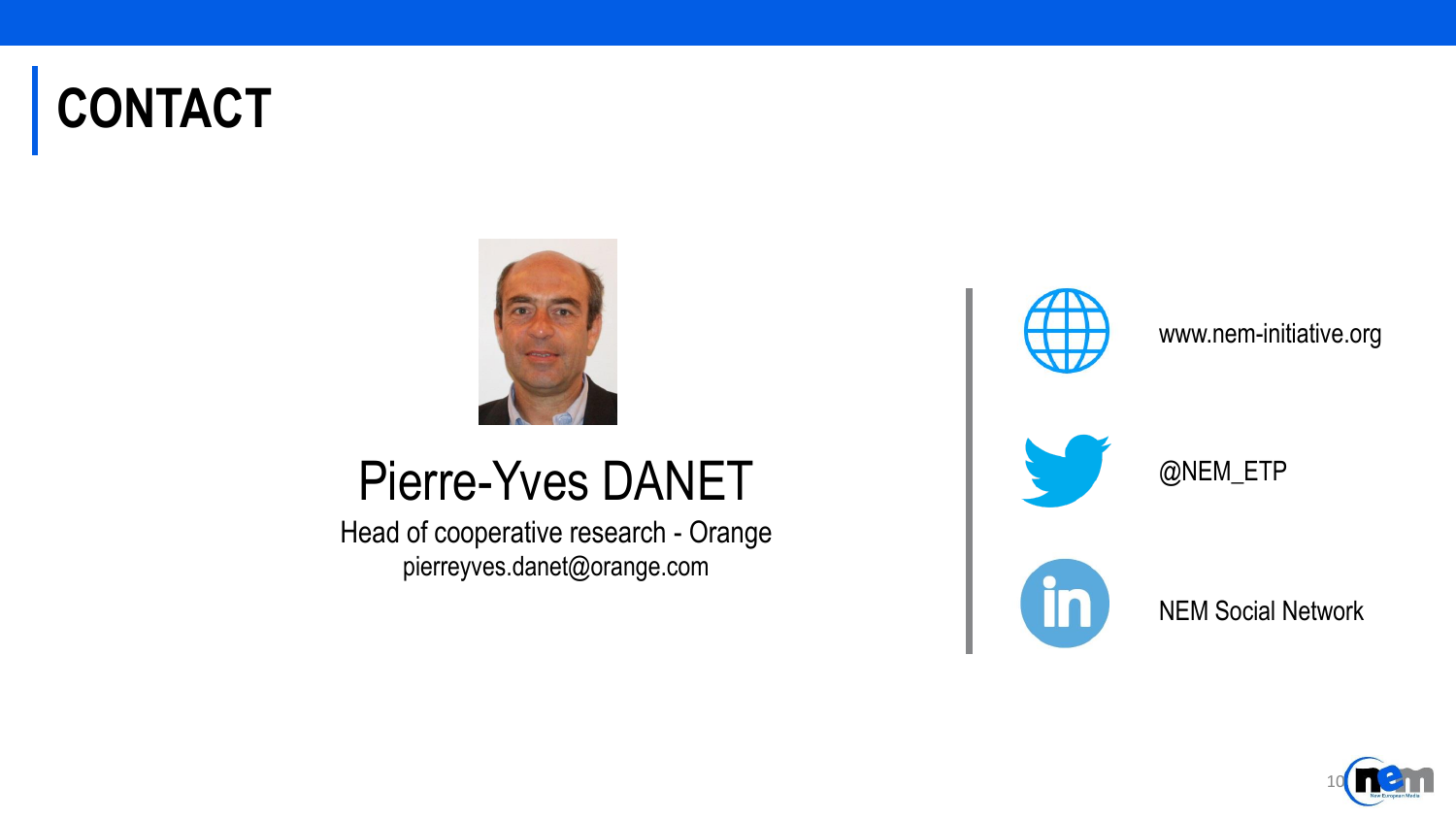# CONTACT

Pierre-Yves DANET

Head of cooperative research - Orange

pierreyves.danet@orange.com

www.nem-initiative.org

@NEM_ETP

NEM Social Network